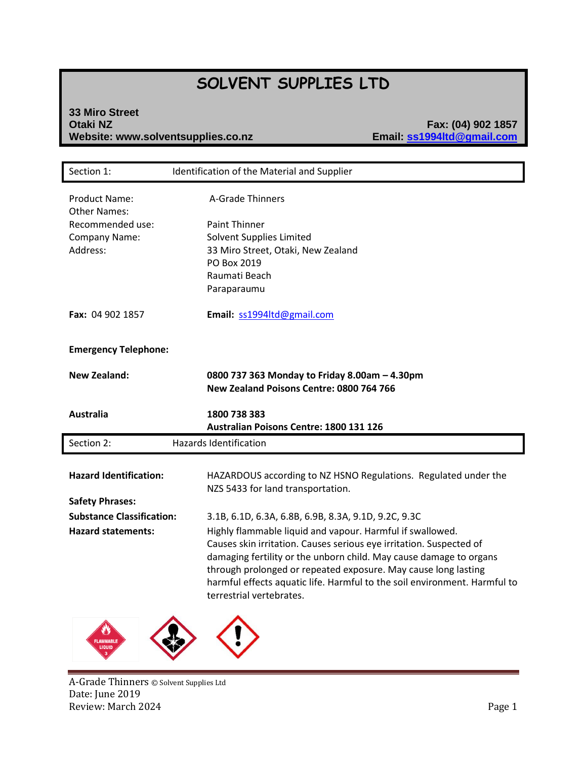# SOLVENT SUPPLIES LTD

**33 Miro Street**
**Otaki NZ**
**Website: www.solventsupplies.co.nz**

**Fax: (04) 902 1857**
**Email: ss1994ltd@gmail.com**

## Section 1: Identification of the Material and Supplier

| | |
|---|---|
| Product Name: | A-Grade Thinners |
| Other Names: | |
| Recommended use: | Paint Thinner |
| Company Name: | Solvent Supplies Limited |
| Address: | 33 Miro Street, Otaki, New Zealand<br>PO Box 2019<br>Raumati Beach<br>Paraparaumu |

**Fax:** 04 902 1857

**Email:** ss1994ltd@gmail.com

**Emergency Telephone:**

| | |
|---|---|
| **New Zealand:** | **0800 737 363 Monday to Friday 8.00am – 4.30pm**<br>**New Zealand Poisons Centre: 0800 764 766** |
| **Australia** | **1800 738 383**<br>**Australian Poisons Centre: 1800 131 126** |

## Section 2: Hazards Identification

| | |
|---|---|
| **Hazard Identification:** | HAZARDOUS according to NZ HSNO Regulations. Regulated under the NZS 5433 for land transportation. |
| **Safety Phrases:** | |
| **Substance Classification:** | 3.1B, 6.1D, 6.3A, 6.8B, 6.9B, 8.3A, 9.1D, 9.2C, 9.3C |
| **Hazard statements:** | Highly flammable liquid and vapour. Harmful if swallowed. Causes skin irritation. Causes serious eye irritation. Suspected of damaging fertility or the unborn child. May cause damage to organs through prolonged or repeated exposure. May cause long lasting harmful effects aquatic life. Harmful to the soil environment. Harmful to terrestrial vertebrates. |

FLAMMABLE LIQUID 3

A-Grade Thinners © Solvent Supplies Ltd
Date: June 2019
Review: March 2024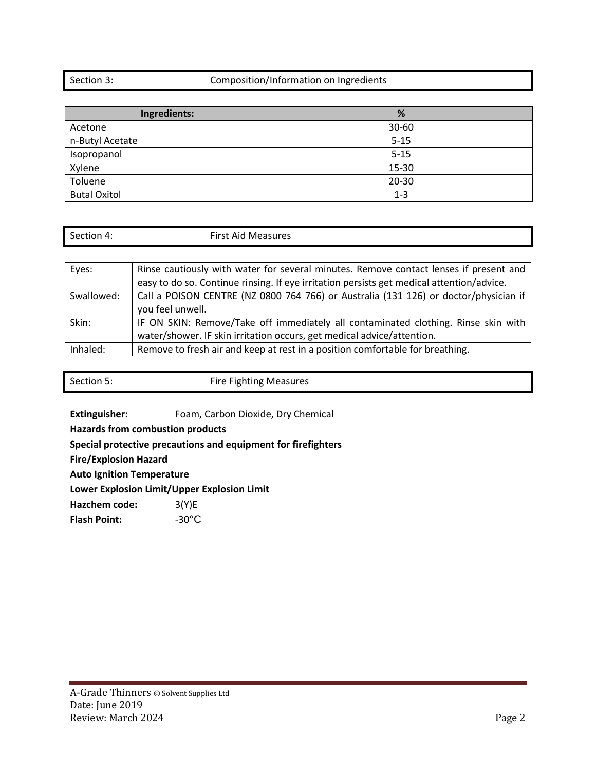## Section 3: Composition/Information on Ingredients

| Ingredients: | % |
|---|---|
| Acetone | 30-60 |
| n-Butyl Acetate | 5-15 |
| Isopropanol | 5-15 |
| Xylene | 15-30 |
| Toluene | 20-30 |
| Butal Oxitol | 1-3 |

## Section 4: First Aid Measures

| | |
|---|---|
| Eyes: | Rinse cautiously with water for several minutes. Remove contact lenses if present and easy to do so. Continue rinsing. If eye irritation persists get medical attention/advice. |
| Swallowed: | Call a POISON CENTRE (NZ 0800 764 766) or Australia (131 126) or doctor/physician if you feel unwell. |
| Skin: | IF ON SKIN: Remove/Take off immediately all contaminated clothing. Rinse skin with water/shower. IF skin irritation occurs, get medical advice/attention. |
| Inhaled: | Remove to fresh air and keep at rest in a position comfortable for breathing. |

## Section 5: Fire Fighting Measures

**Extinguisher:** Foam, Carbon Dioxide, Dry Chemical

**Hazards from combustion products**

**Special protective precautions and equipment for firefighters**

**Fire/Explosion Hazard**

**Auto Ignition Temperature**

**Lower Explosion Limit/Upper Explosion Limit**

**Hazchem code:** 3(Y)E

**Flash Point:** -30°C

A-Grade Thinners © Solvent Supplies Ltd
Date: June 2019
Review: March 2024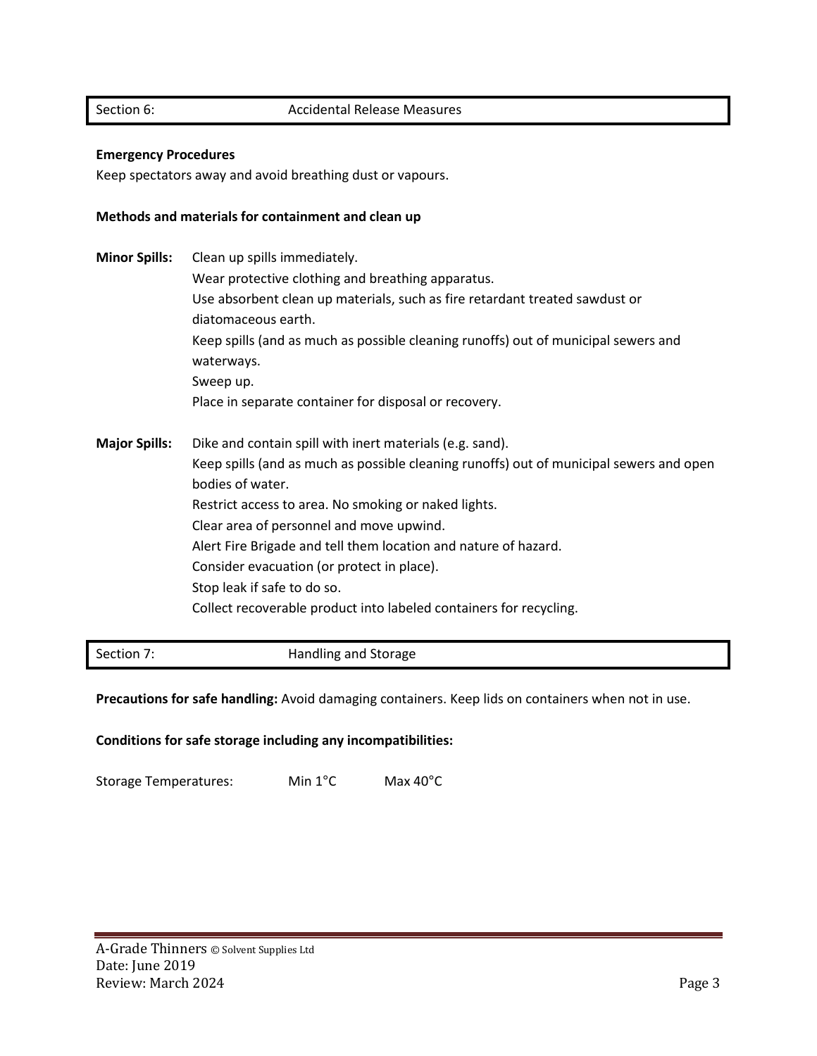## Section 6: Accidental Release Measures

**Emergency Procedures**

Keep spectators away and avoid breathing dust or vapours.

**Methods and materials for containment and clean up**

**Minor Spills:**

Clean up spills immediately.
Wear protective clothing and breathing apparatus.
Use absorbent clean up materials, such as fire retardant treated sawdust or diatomaceous earth.
Keep spills (and as much as possible cleaning runoffs) out of municipal sewers and waterways.
Sweep up.
Place in separate container for disposal or recovery.

**Major Spills:**

Dike and contain spill with inert materials (e.g. sand).
Keep spills (and as much as possible cleaning runoffs) out of municipal sewers and open bodies of water.
Restrict access to area. No smoking or naked lights.
Clear area of personnel and move upwind.
Alert Fire Brigade and tell them location and nature of hazard.
Consider evacuation (or protect in place).
Stop leak if safe to do so.
Collect recoverable product into labeled containers for recycling.

## Section 7: Handling and Storage

**Precautions for safe handling:** Avoid damaging containers. Keep lids on containers when not in use.

**Conditions for safe storage including any incompatibilities:**

Storage Temperatures: Min 1°C Max 40°C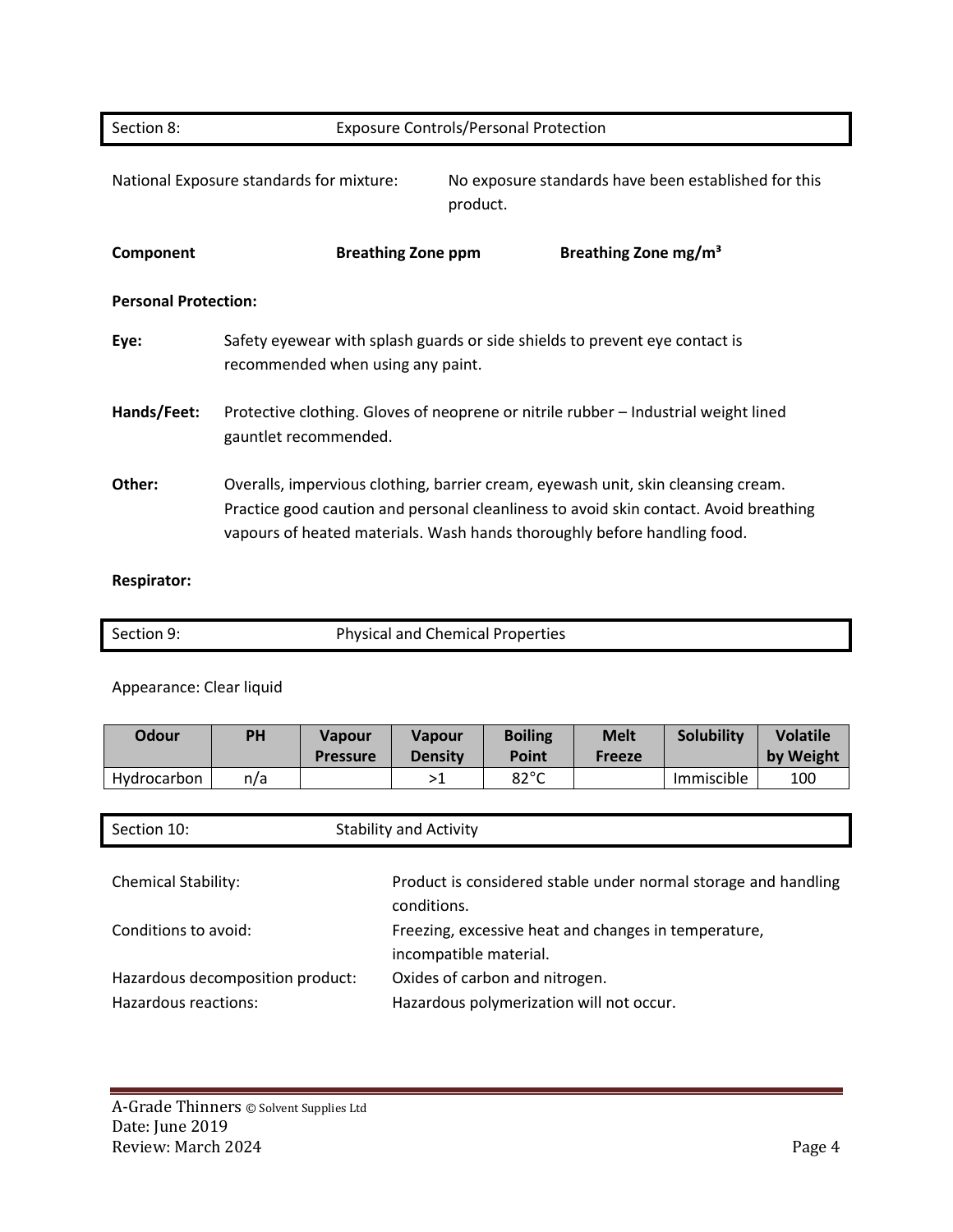## Section 8: Exposure Controls/Personal Protection

National Exposure standards for mixture: No exposure standards have been established for this product.

| Component | Breathing Zone ppm | Breathing Zone mg/m³ |
|---|---|---|

**Personal Protection:**

**Eye:** Safety eyewear with splash guards or side shields to prevent eye contact is recommended when using any paint.

**Hands/Feet:** Protective clothing. Gloves of neoprene or nitrile rubber – Industrial weight lined gauntlet recommended.

**Other:** Overalls, impervious clothing, barrier cream, eyewash unit, skin cleansing cream. Practice good caution and personal cleanliness to avoid skin contact. Avoid breathing vapours of heated materials. Wash hands thoroughly before handling food.

**Respirator:**

## Section 9: Physical and Chemical Properties

Appearance: Clear liquid

| Odour | PH | Vapour Pressure | Vapour Density | Boiling Point | Melt Freeze | Solubility | Volatile by Weight |
|---|---|---|---|---|---|---|---|
| Hydrocarbon | n/a | | >1 | 82°C | | Immiscible | 100 |

## Section 10: Stability and Activity

Chemical Stability: Product is considered stable under normal storage and handling conditions.

Conditions to avoid: Freezing, excessive heat and changes in temperature, incompatible material.

Hazardous decomposition product: Oxides of carbon and nitrogen.

Hazardous reactions: Hazardous polymerization will not occur.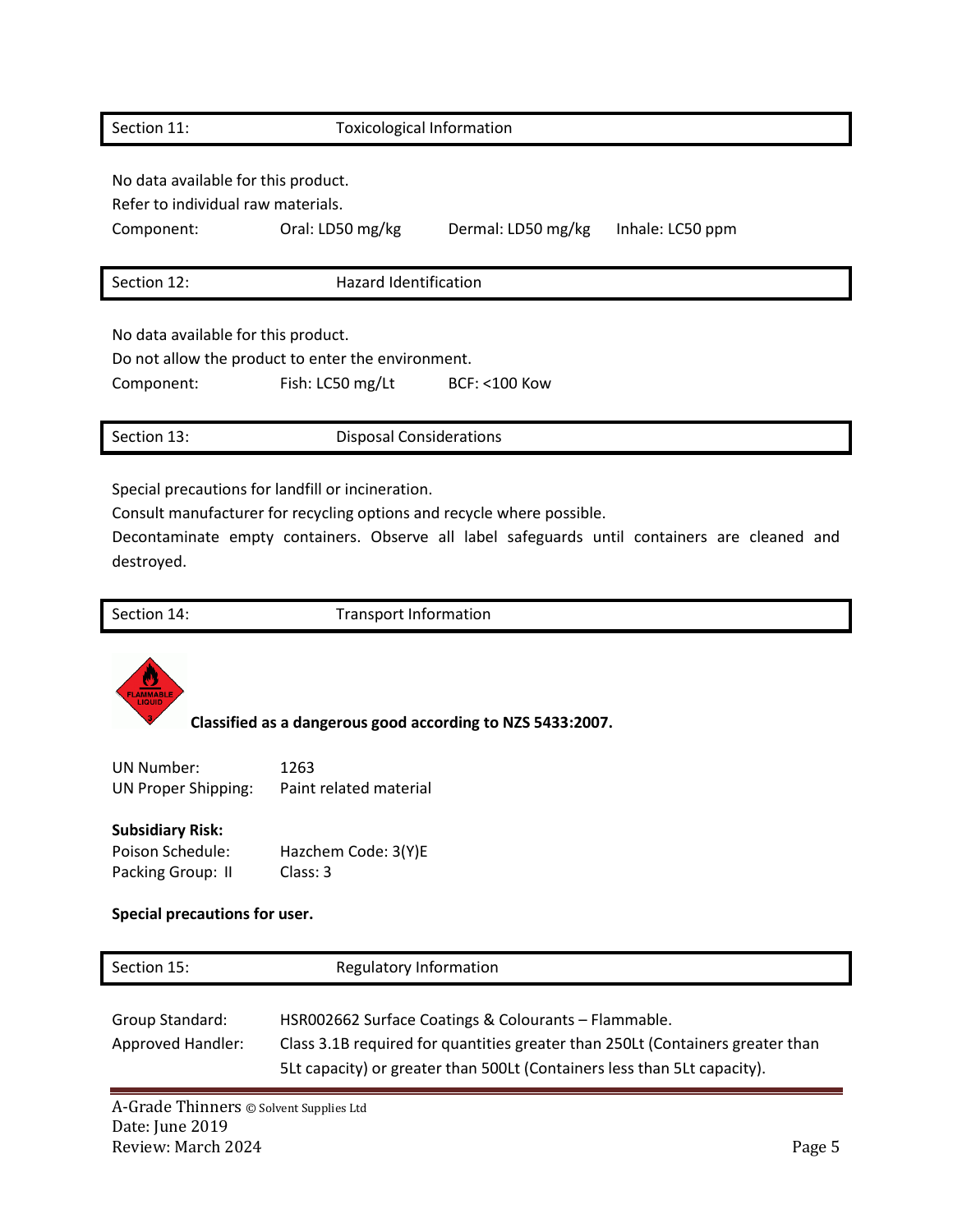## Section 11: Toxicological Information

No data available for this product.

Refer to individual raw materials.

| Component: | Oral: LD50 mg/kg | Dermal: LD50 mg/kg | Inhale: LC50 ppm |
|---|---|---|---|

## Section 12: Hazard Identification

No data available for this product.

Do not allow the product to enter the environment.

| Component: | Fish: LC50 mg/Lt | BCF: <100 Kow |
|---|---|---|

## Section 13: Disposal Considerations

Special precautions for landfill or incineration.

Consult manufacturer for recycling options and recycle where possible.

Decontaminate empty containers. Observe all label safeguards until containers are cleaned and destroyed.

## Section 14: Transport Information

**Classified as a dangerous good according to NZS 5433:2007.**

UN Number: 1263
UN Proper Shipping: Paint related material

**Subsidiary Risk:**
Poison Schedule: Hazchem Code: 3(Y)E
Packing Group: II Class: 3

**Special precautions for user.**

## Section 15: Regulatory Information

Group Standard: HSR002662 Surface Coatings & Colourants – Flammable.

Approved Handler: Class 3.1B required for quantities greater than 250Lt (Containers greater than 5Lt capacity) or greater than 500Lt (Containers less than 5Lt capacity).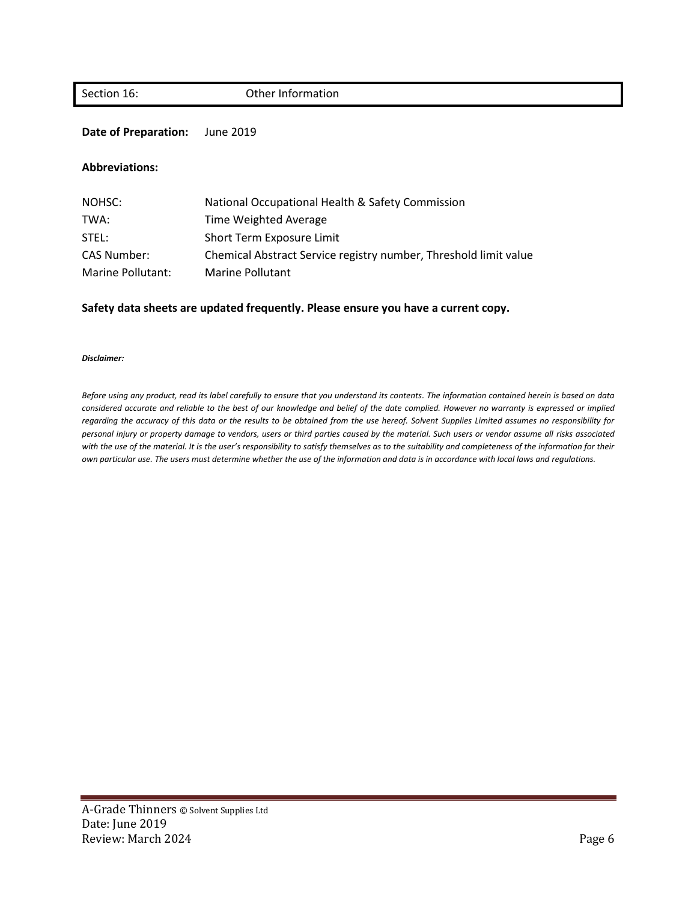## Section 16: Other Information

**Date of Preparation:** June 2019

**Abbreviations:**

| | |
|---|---|
| NOHSC: | National Occupational Health & Safety Commission |
| TWA: | Time Weighted Average |
| STEL: | Short Term Exposure Limit |
| CAS Number: | Chemical Abstract Service registry number, Threshold limit value |
| Marine Pollutant: | Marine Pollutant |

**Safety data sheets are updated frequently. Please ensure you have a current copy.**

***Disclaimer:***

*Before using any product, read its label carefully to ensure that you understand its contents. The information contained herein is based on data considered accurate and reliable to the best of our knowledge and belief of the date complied. However no warranty is expressed or implied regarding the accuracy of this data or the results to be obtained from the use hereof. Solvent Supplies Limited assumes no responsibility for personal injury or property damage to vendors, users or third parties caused by the material. Such users or vendor assume all risks associated with the use of the material. It is the user's responsibility to satisfy themselves as to the suitability and completeness of the information for their own particular use. The users must determine whether the use of the information and data is in accordance with local laws and regulations.*